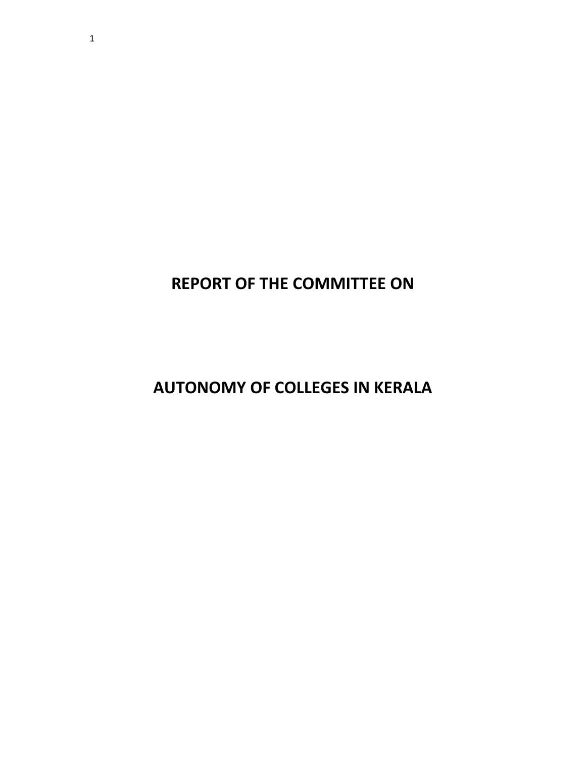# REPORT OF THE COMMITTEE ON

# AUTONOMY OF COLLEGES IN KERALA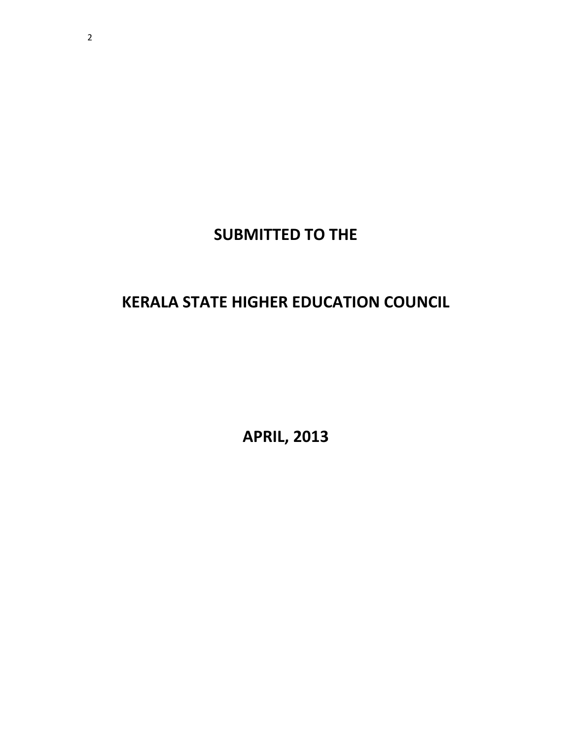**SUBMITTED TO THE**

**KERALA STATE HIGHER EDUCATION COUNCIL**

**APRIL, 2013**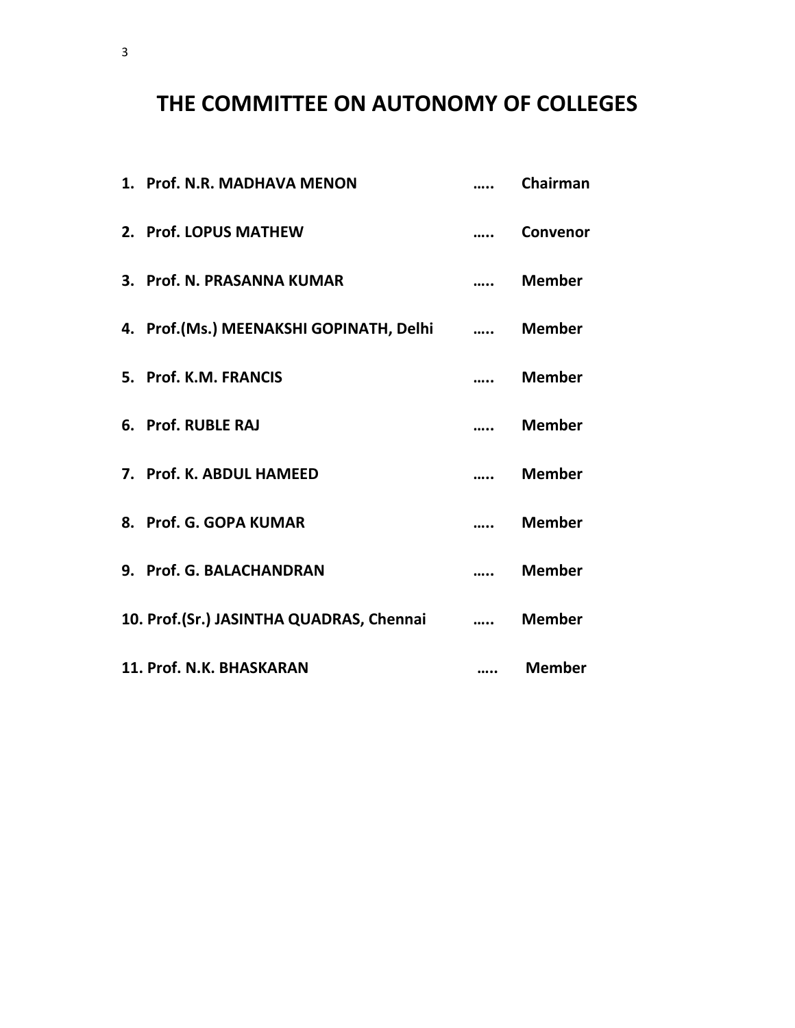# THE COMMITTEE ON AUTONOMY OF COLLEGES

1. **Prof. N.R. MADHAVA MENON** ….. **Chairman**
2. **Prof. LOPUS MATHEW** ….. **Convenor**
3. **Prof. N. PRASANNA KUMAR** ….. **Member**
4. **Prof.(Ms.) MEENAKSHI GOPINATH, Delhi** ….. **Member**
5. **Prof. K.M. FRANCIS** ….. **Member**
6. **Prof. RUBLE RAJ** ….. **Member**
7. **Prof. K. ABDUL HAMEED** ….. **Member**
8. **Prof. G. GOPA KUMAR** ….. **Member**
9. **Prof. G. BALACHANDRAN** ….. **Member**
10. **Prof.(Sr.) JASINTHA QUADRAS, Chennai** ….. **Member**
11. **Prof. N.K. BHASKARAN** ….. **Member**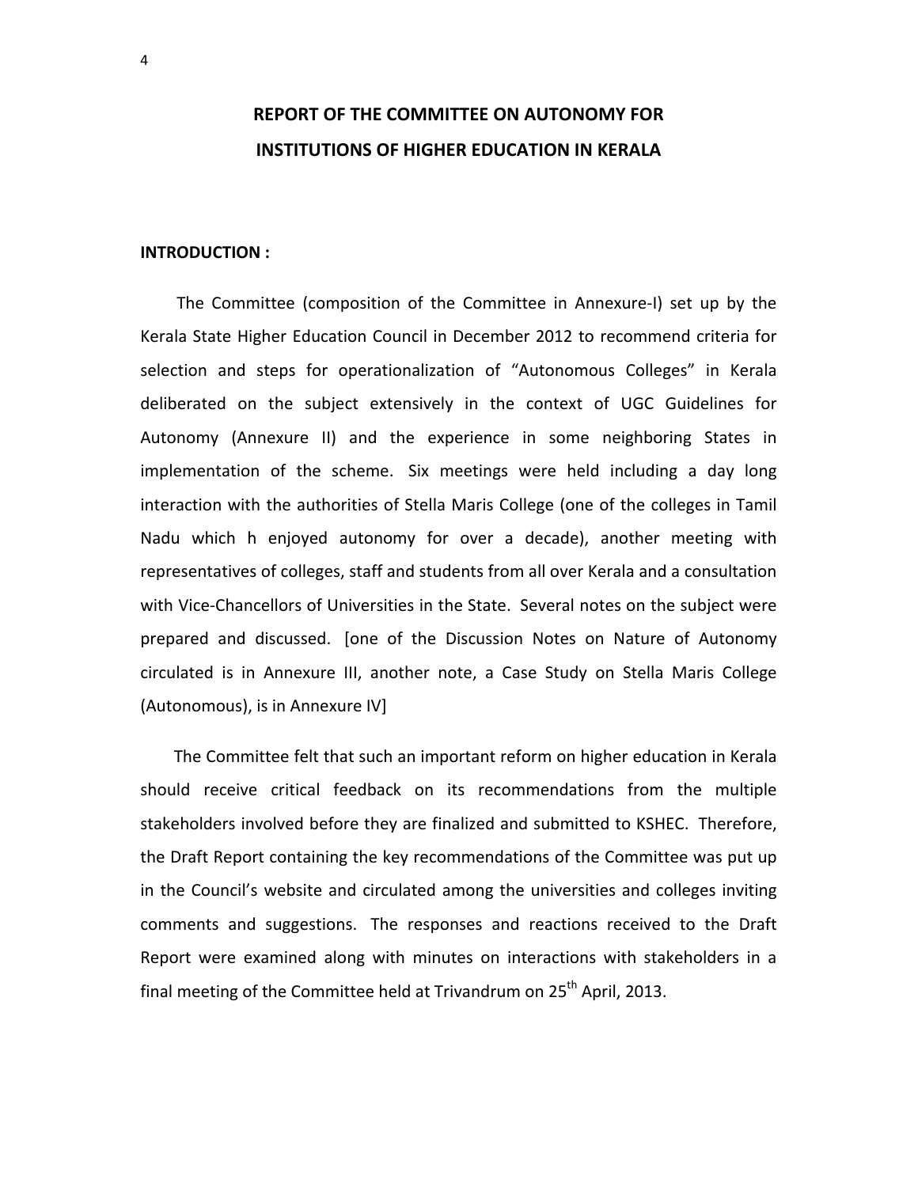# REPORT OF THE COMMITTEE ON AUTONOMY FOR INSTITUTIONS OF HIGHER EDUCATION IN KERALA

**INTRODUCTION :**

The Committee (composition of the Committee in Annexure-I) set up by the Kerala State Higher Education Council in December 2012 to recommend criteria for selection and steps for operationalization of "Autonomous Colleges" in Kerala deliberated on the subject extensively in the context of UGC Guidelines for Autonomy (Annexure II) and the experience in some neighboring States in implementation of the scheme. Six meetings were held including a day long interaction with the authorities of Stella Maris College (one of the colleges in Tamil Nadu which h enjoyed autonomy for over a decade), another meeting with representatives of colleges, staff and students from all over Kerala and a consultation with Vice-Chancellors of Universities in the State. Several notes on the subject were prepared and discussed. [one of the Discussion Notes on Nature of Autonomy circulated is in Annexure III, another note, a Case Study on Stella Maris College (Autonomous), is in Annexure IV]

The Committee felt that such an important reform on higher education in Kerala should receive critical feedback on its recommendations from the multiple stakeholders involved before they are finalized and submitted to KSHEC. Therefore, the Draft Report containing the key recommendations of the Committee was put up in the Council's website and circulated among the universities and colleges inviting comments and suggestions. The responses and reactions received to the Draft Report were examined along with minutes on interactions with stakeholders in a final meeting of the Committee held at Trivandrum on 25th April, 2013.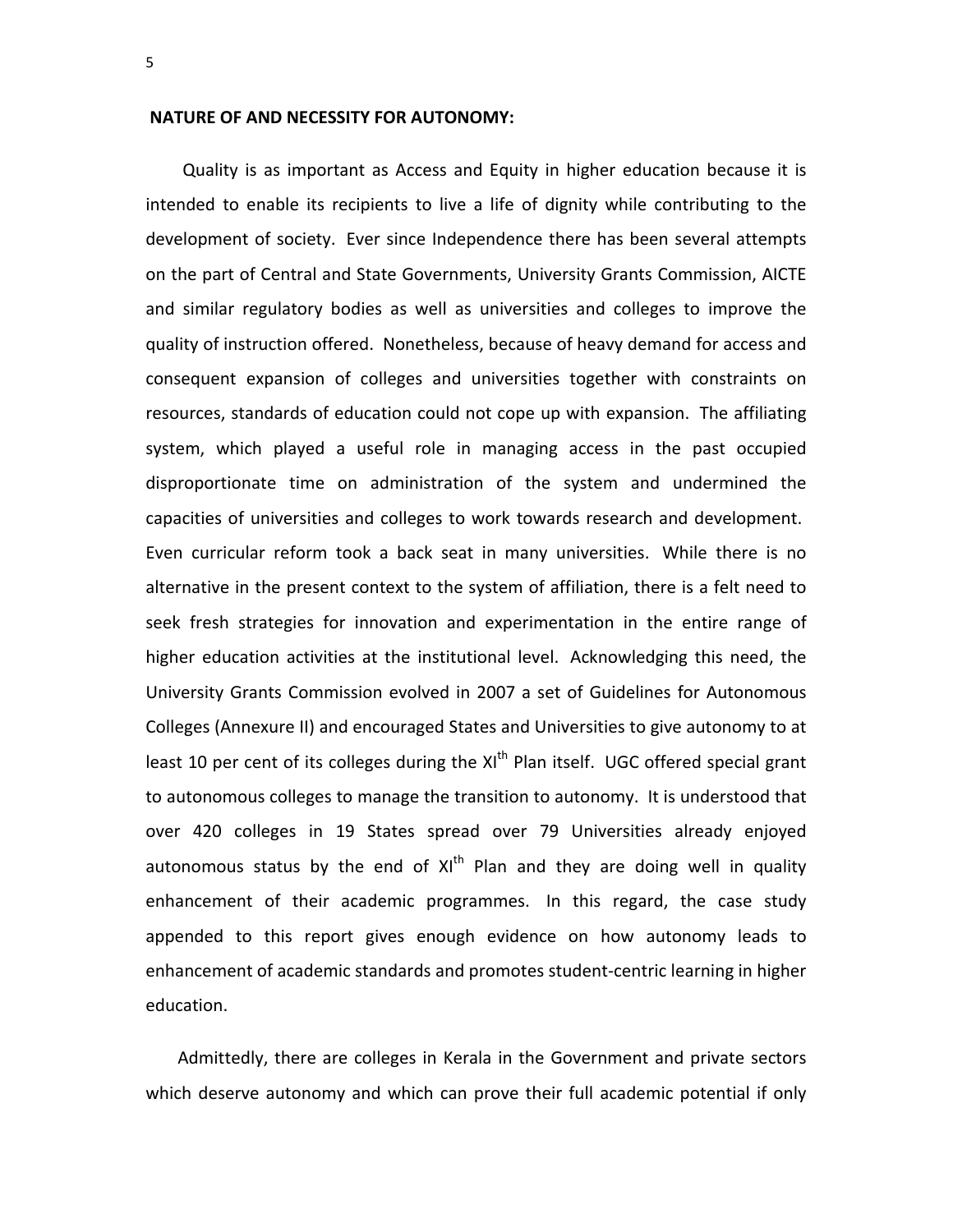## NATURE OF AND NECESSITY FOR AUTONOMY:

Quality is as important as Access and Equity in higher education because it is intended to enable its recipients to live a life of dignity while contributing to the development of society. Ever since Independence there has been several attempts on the part of Central and State Governments, University Grants Commission, AICTE and similar regulatory bodies as well as universities and colleges to improve the quality of instruction offered. Nonetheless, because of heavy demand for access and consequent expansion of colleges and universities together with constraints on resources, standards of education could not cope up with expansion. The affiliating system, which played a useful role in managing access in the past occupied disproportionate time on administration of the system and undermined the capacities of universities and colleges to work towards research and development. Even curricular reform took a back seat in many universities. While there is no alternative in the present context to the system of affiliation, there is a felt need to seek fresh strategies for innovation and experimentation in the entire range of higher education activities at the institutional level. Acknowledging this need, the University Grants Commission evolved in 2007 a set of Guidelines for Autonomous Colleges (Annexure II) and encouraged States and Universities to give autonomy to at least 10 per cent of its colleges during the XI^th Plan itself. UGC offered special grant to autonomous colleges to manage the transition to autonomy. It is understood that over 420 colleges in 19 States spread over 79 Universities already enjoyed autonomous status by the end of XI^th Plan and they are doing well in quality enhancement of their academic programmes. In this regard, the case study appended to this report gives enough evidence on how autonomy leads to enhancement of academic standards and promotes student-centric learning in higher education.

Admittedly, there are colleges in Kerala in the Government and private sectors which deserve autonomy and which can prove their full academic potential if only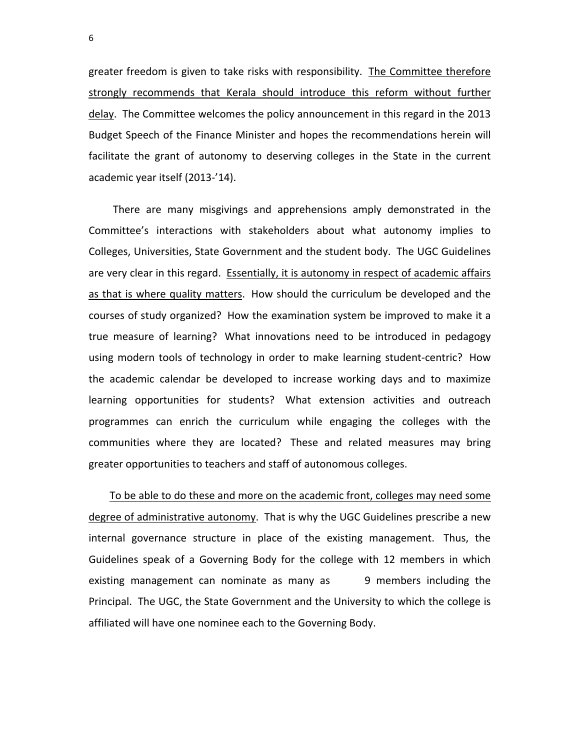greater freedom is given to take risks with responsibility. <u>The Committee therefore strongly recommends that Kerala should introduce this reform without further delay</u>. The Committee welcomes the policy announcement in this regard in the 2013 Budget Speech of the Finance Minister and hopes the recommendations herein will facilitate the grant of autonomy to deserving colleges in the State in the current academic year itself (2013-'14).

There are many misgivings and apprehensions amply demonstrated in the Committee's interactions with stakeholders about what autonomy implies to Colleges, Universities, State Government and the student body. The UGC Guidelines are very clear in this regard. <u>Essentially, it is autonomy in respect of academic affairs as that is where quality matters</u>. How should the curriculum be developed and the courses of study organized? How the examination system be improved to make it a true measure of learning? What innovations need to be introduced in pedagogy using modern tools of technology in order to make learning student-centric? How the academic calendar be developed to increase working days and to maximize learning opportunities for students? What extension activities and outreach programmes can enrich the curriculum while engaging the colleges with the communities where they are located? These and related measures may bring greater opportunities to teachers and staff of autonomous colleges.

<u>To be able to do these and more on the academic front, colleges may need some degree of administrative autonomy</u>. That is why the UGC Guidelines prescribe a new internal governance structure in place of the existing management. Thus, the Guidelines speak of a Governing Body for the college with 12 members in which existing management can nominate as many as 9 members including the Principal. The UGC, the State Government and the University to which the college is affiliated will have one nominee each to the Governing Body.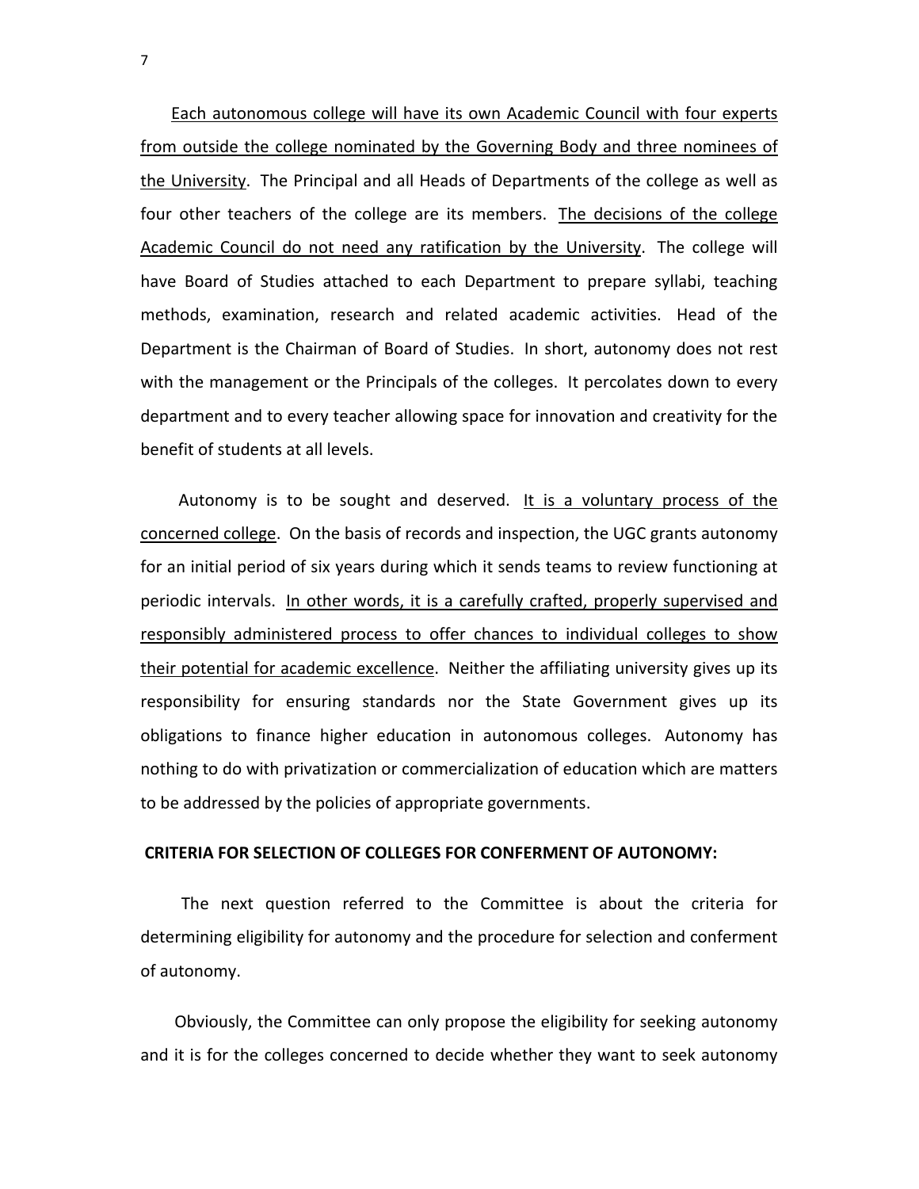<u>Each autonomous college will have its own Academic Council with four experts from outside the college nominated by the Governing Body and three nominees of the University</u>. The Principal and all Heads of Departments of the college as well as four other teachers of the college are its members. <u>The decisions of the college Academic Council do not need any ratification by the University</u>. The college will have Board of Studies attached to each Department to prepare syllabi, teaching methods, examination, research and related academic activities. Head of the Department is the Chairman of Board of Studies. In short, autonomy does not rest with the management or the Principals of the colleges. It percolates down to every department and to every teacher allowing space for innovation and creativity for the benefit of students at all levels.

Autonomy is to be sought and deserved. <u>It is a voluntary process of the concerned college</u>. On the basis of records and inspection, the UGC grants autonomy for an initial period of six years during which it sends teams to review functioning at periodic intervals. <u>In other words, it is a carefully crafted, properly supervised and responsibly administered process to offer chances to individual colleges to show their potential for academic excellence</u>. Neither the affiliating university gives up its responsibility for ensuring standards nor the State Government gives up its obligations to finance higher education in autonomous colleges. Autonomy has nothing to do with privatization or commercialization of education which are matters to be addressed by the policies of appropriate governments.

**CRITERIA FOR SELECTION OF COLLEGES FOR CONFERMENT OF AUTONOMY:**

The next question referred to the Committee is about the criteria for determining eligibility for autonomy and the procedure for selection and conferment of autonomy.

Obviously, the Committee can only propose the eligibility for seeking autonomy and it is for the colleges concerned to decide whether they want to seek autonomy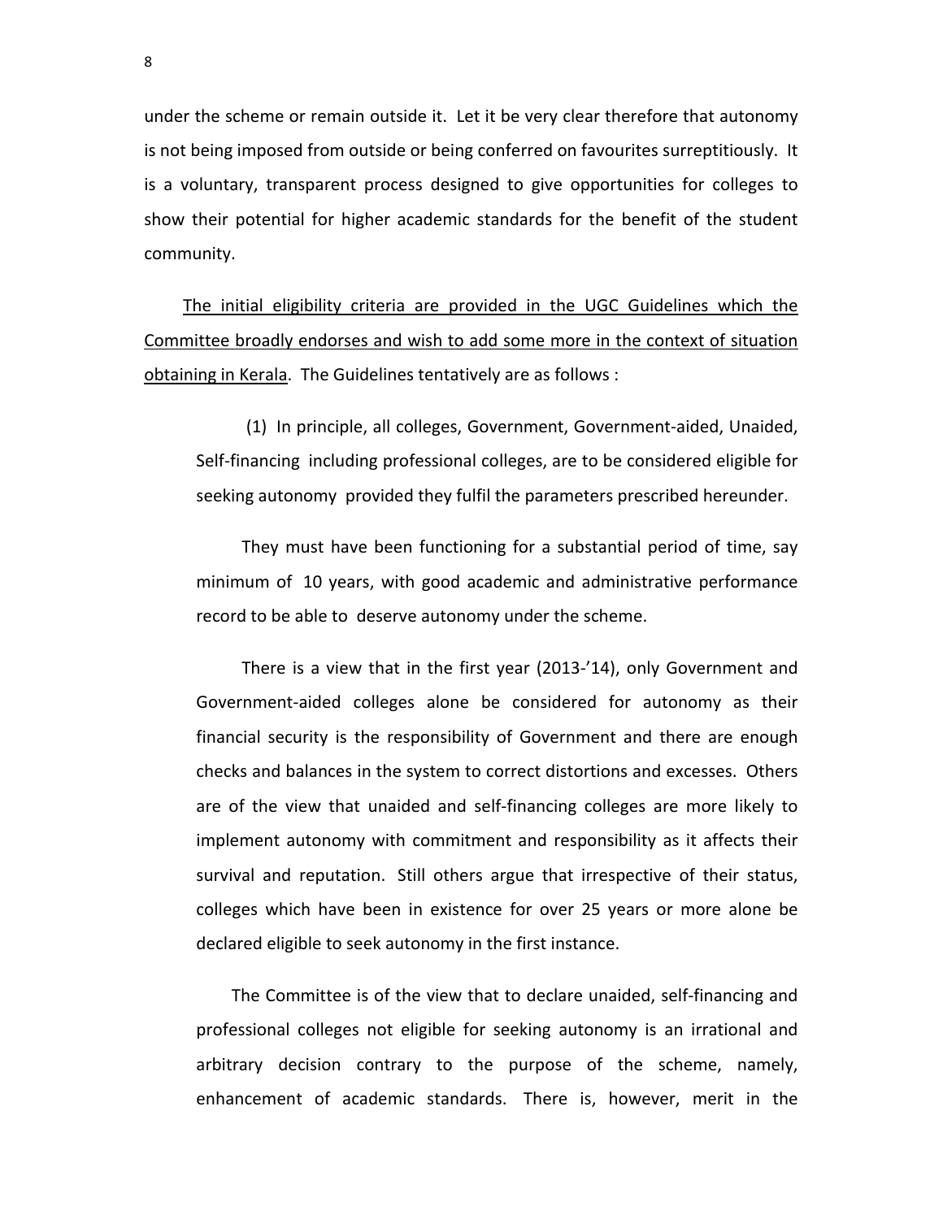under the scheme or remain outside it. Let it be very clear therefore that autonomy is not being imposed from outside or being conferred on favourites surreptitiously. It is a voluntary, transparent process designed to give opportunities for colleges to show their potential for higher academic standards for the benefit of the student community.

<u>The initial eligibility criteria are provided in the UGC Guidelines which the Committee broadly endorses and wish to add some more in the context of situation obtaining in Kerala</u>. The Guidelines tentatively are as follows :

> (1) In principle, all colleges, Government, Government-aided, Unaided, Self-financing including professional colleges, are to be considered eligible for seeking autonomy provided they fulfil the parameters prescribed hereunder.
>
> They must have been functioning for a substantial period of time, say minimum of 10 years, with good academic and administrative performance record to be able to deserve autonomy under the scheme.
>
> There is a view that in the first year (2013-'14), only Government and Government-aided colleges alone be considered for autonomy as their financial security is the responsibility of Government and there are enough checks and balances in the system to correct distortions and excesses. Others are of the view that unaided and self-financing colleges are more likely to implement autonomy with commitment and responsibility as it affects their survival and reputation. Still others argue that irrespective of their status, colleges which have been in existence for over 25 years or more alone be declared eligible to seek autonomy in the first instance.
>
> The Committee is of the view that to declare unaided, self-financing and professional colleges not eligible for seeking autonomy is an irrational and arbitrary decision contrary to the purpose of the scheme, namely, enhancement of academic standards. There is, however, merit in the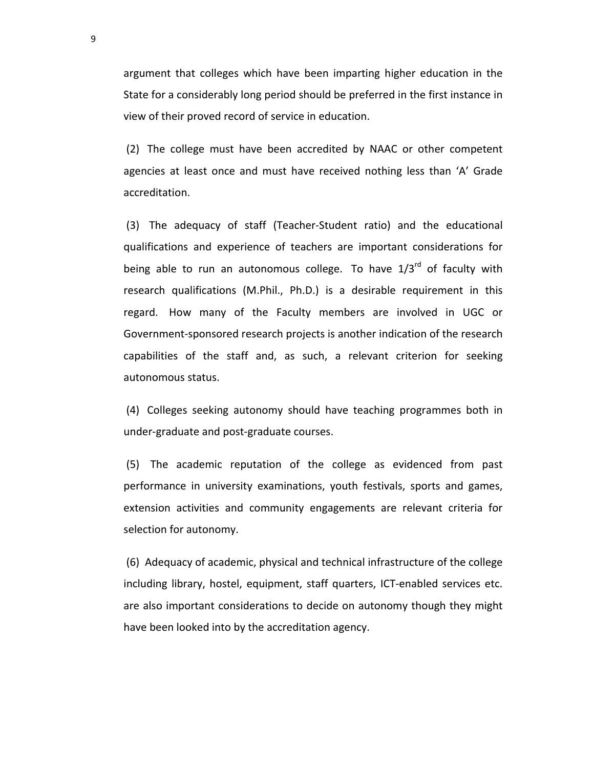argument that colleges which have been imparting higher education in the State for a considerably long period should be preferred in the first instance in view of their proved record of service in education.

(2) The college must have been accredited by NAAC or other competent agencies at least once and must have received nothing less than 'A' Grade accreditation.

(3) The adequacy of staff (Teacher-Student ratio) and the educational qualifications and experience of teachers are important considerations for being able to run an autonomous college. To have 1/3rd of faculty with research qualifications (M.Phil., Ph.D.) is a desirable requirement in this regard. How many of the Faculty members are involved in UGC or Government-sponsored research projects is another indication of the research capabilities of the staff and, as such, a relevant criterion for seeking autonomous status.

(4) Colleges seeking autonomy should have teaching programmes both in under-graduate and post-graduate courses.

(5) The academic reputation of the college as evidenced from past performance in university examinations, youth festivals, sports and games, extension activities and community engagements are relevant criteria for selection for autonomy.

(6) Adequacy of academic, physical and technical infrastructure of the college including library, hostel, equipment, staff quarters, ICT-enabled services etc. are also important considerations to decide on autonomy though they might have been looked into by the accreditation agency.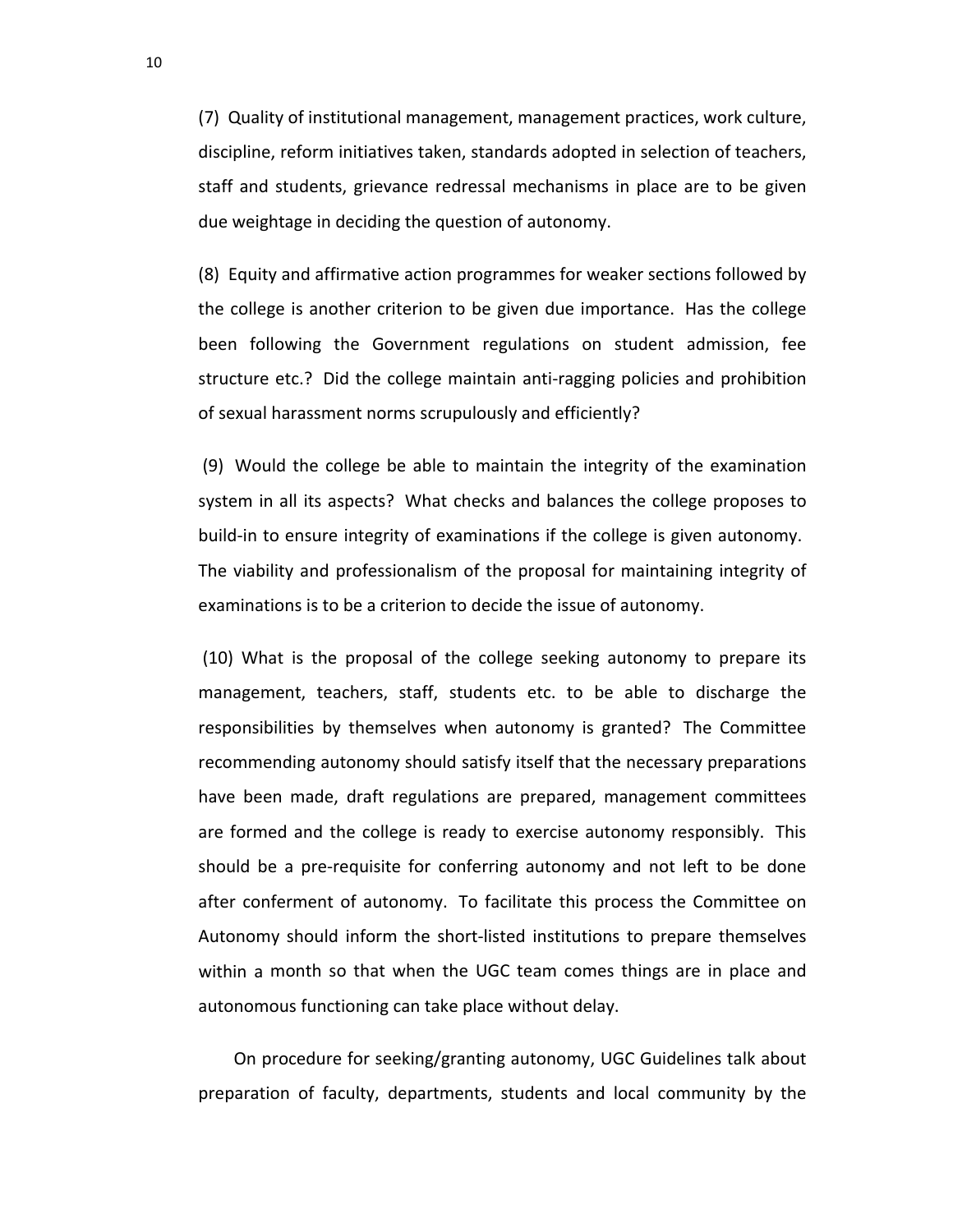(7) Quality of institutional management, management practices, work culture, discipline, reform initiatives taken, standards adopted in selection of teachers, staff and students, grievance redressal mechanisms in place are to be given due weightage in deciding the question of autonomy.

(8) Equity and affirmative action programmes for weaker sections followed by the college is another criterion to be given due importance. Has the college been following the Government regulations on student admission, fee structure etc.? Did the college maintain anti-ragging policies and prohibition of sexual harassment norms scrupulously and efficiently?

(9) Would the college be able to maintain the integrity of the examination system in all its aspects? What checks and balances the college proposes to build-in to ensure integrity of examinations if the college is given autonomy. The viability and professionalism of the proposal for maintaining integrity of examinations is to be a criterion to decide the issue of autonomy.

(10) What is the proposal of the college seeking autonomy to prepare its management, teachers, staff, students etc. to be able to discharge the responsibilities by themselves when autonomy is granted? The Committee recommending autonomy should satisfy itself that the necessary preparations have been made, draft regulations are prepared, management committees are formed and the college is ready to exercise autonomy responsibly. This should be a pre-requisite for conferring autonomy and not left to be done after conferment of autonomy. To facilitate this process the Committee on Autonomy should inform the short-listed institutions to prepare themselves within a month so that when the UGC team comes things are in place and autonomous functioning can take place without delay.

On procedure for seeking/granting autonomy, UGC Guidelines talk about preparation of faculty, departments, students and local community by the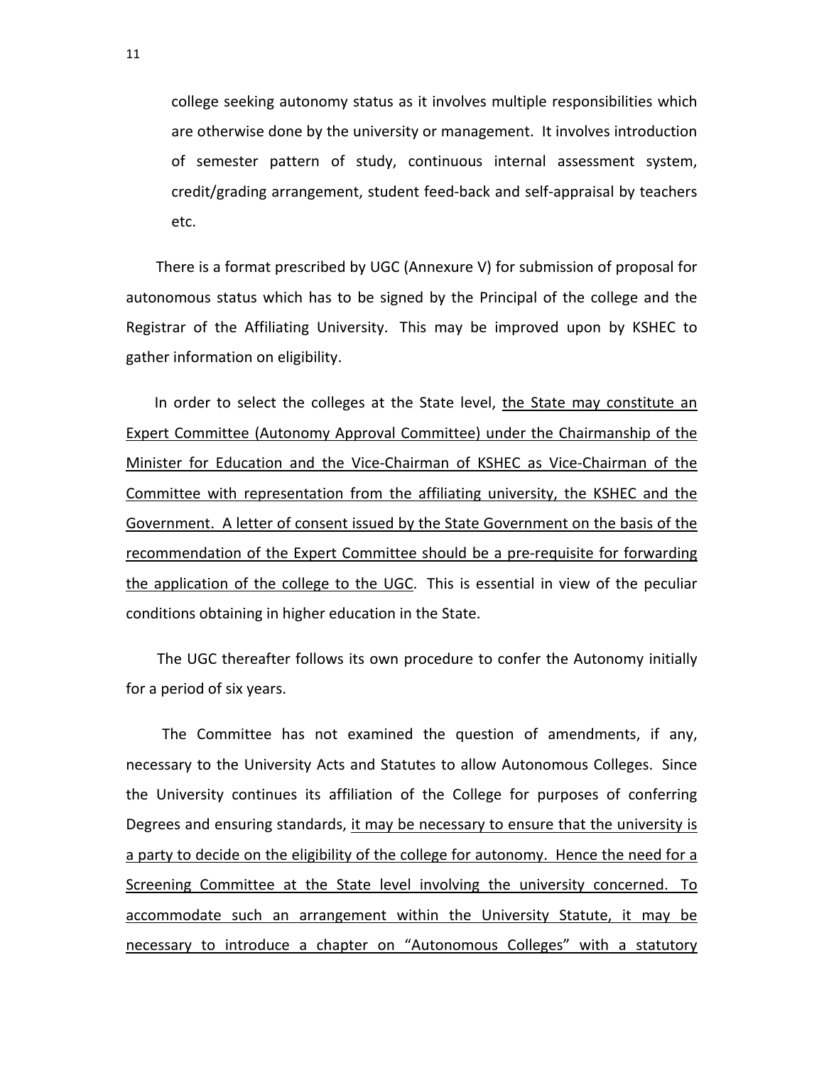college seeking autonomy status as it involves multiple responsibilities which are otherwise done by the university or management. It involves introduction of semester pattern of study, continuous internal assessment system, credit/grading arrangement, student feed-back and self-appraisal by teachers etc.

There is a format prescribed by UGC (Annexure V) for submission of proposal for autonomous status which has to be signed by the Principal of the college and the Registrar of the Affiliating University. This may be improved upon by KSHEC to gather information on eligibility.

In order to select the colleges at the State level, <u>the State may constitute an Expert Committee (Autonomy Approval Committee) under the Chairmanship of the Minister for Education and the Vice-Chairman of KSHEC as Vice-Chairman of the Committee with representation from the affiliating university, the KSHEC and the Government. A letter of consent issued by the State Government on the basis of the recommendation of the Expert Committee should be a pre-requisite for forwarding the application of the college to the UGC</u>. This is essential in view of the peculiar conditions obtaining in higher education in the State.

The UGC thereafter follows its own procedure to confer the Autonomy initially for a period of six years.

The Committee has not examined the question of amendments, if any, necessary to the University Acts and Statutes to allow Autonomous Colleges. Since the University continues its affiliation of the College for purposes of conferring Degrees and ensuring standards, <u>it may be necessary to ensure that the university is a party to decide on the eligibility of the college for autonomy. Hence the need for a Screening Committee at the State level involving the university concerned. To accommodate such an arrangement within the University Statute, it may be necessary to introduce a chapter on "Autonomous Colleges" with a statutory</u>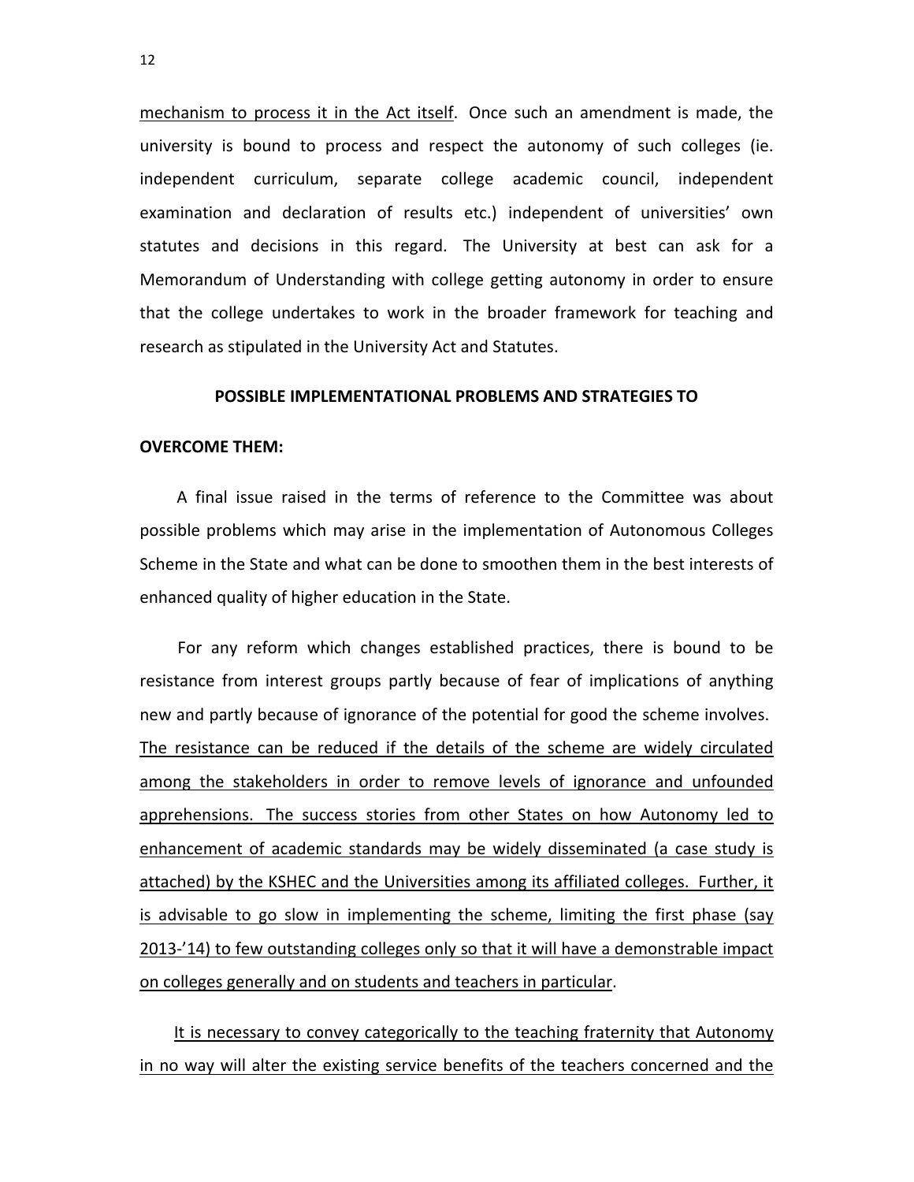mechanism to process it in the Act itself. Once such an amendment is made, the university is bound to process and respect the autonomy of such colleges (ie. independent curriculum, separate college academic council, independent examination and declaration of results etc.) independent of universities' own statutes and decisions in this regard. The University at best can ask for a Memorandum of Understanding with college getting autonomy in order to ensure that the college undertakes to work in the broader framework for teaching and research as stipulated in the University Act and Statutes.

**POSSIBLE IMPLEMENTATIONAL PROBLEMS AND STRATEGIES TO OVERCOME THEM:**

A final issue raised in the terms of reference to the Committee was about possible problems which may arise in the implementation of Autonomous Colleges Scheme in the State and what can be done to smoothen them in the best interests of enhanced quality of higher education in the State.

For any reform which changes established practices, there is bound to be resistance from interest groups partly because of fear of implications of anything new and partly because of ignorance of the potential for good the scheme involves. The resistance can be reduced if the details of the scheme are widely circulated among the stakeholders in order to remove levels of ignorance and unfounded apprehensions. The success stories from other States on how Autonomy led to enhancement of academic standards may be widely disseminated (a case study is attached) by the KSHEC and the Universities among its affiliated colleges. Further, it is advisable to go slow in implementing the scheme, limiting the first phase (say 2013-'14) to few outstanding colleges only so that it will have a demonstrable impact on colleges generally and on students and teachers in particular.

It is necessary to convey categorically to the teaching fraternity that Autonomy in no way will alter the existing service benefits of the teachers concerned and the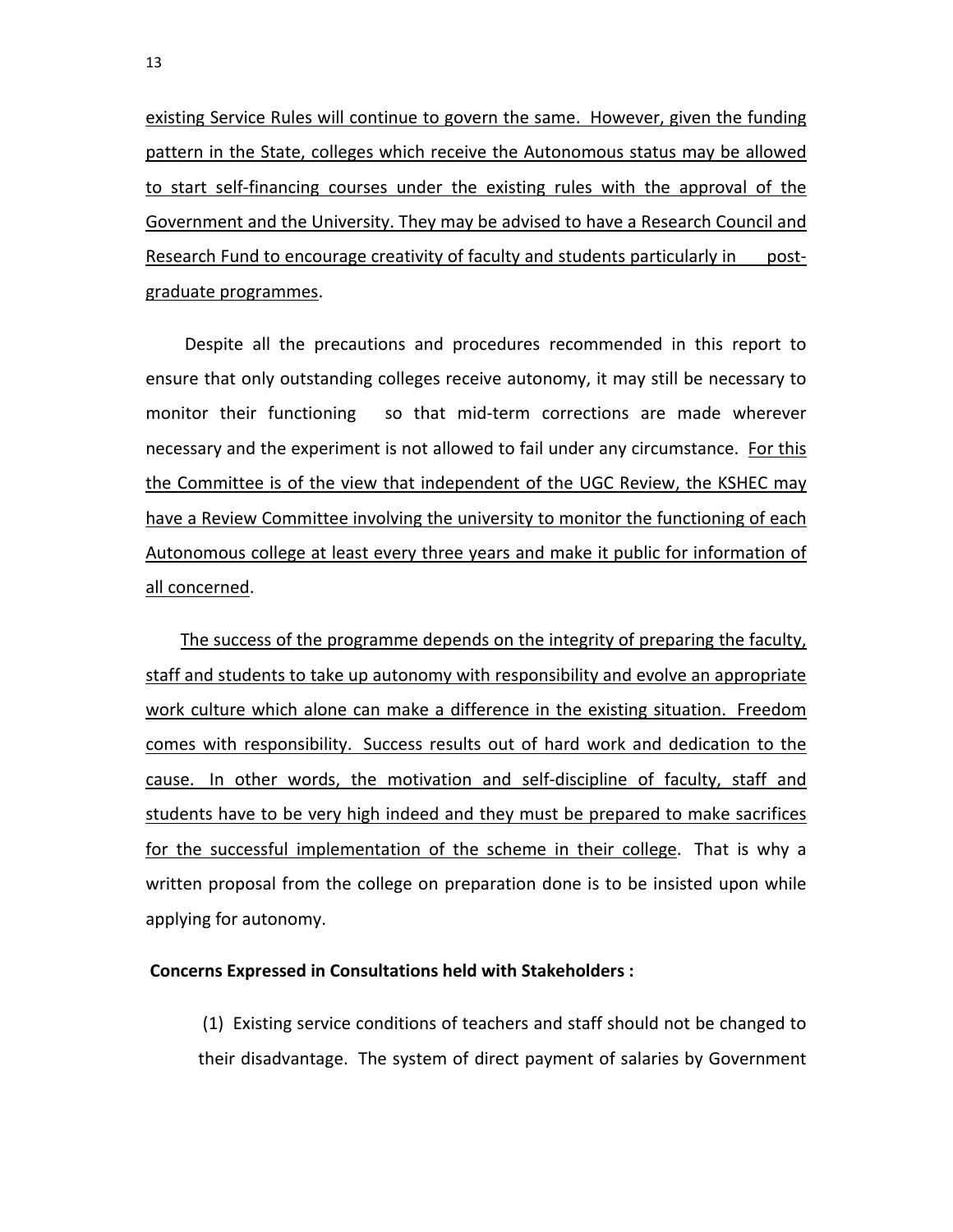existing Service Rules will continue to govern the same. However, given the funding pattern in the State, colleges which receive the Autonomous status may be allowed to start self-financing courses under the existing rules with the approval of the Government and the University. They may be advised to have a Research Council and Research Fund to encourage creativity of faculty and students particularly in post-graduate programmes.

Despite all the precautions and procedures recommended in this report to ensure that only outstanding colleges receive autonomy, it may still be necessary to monitor their functioning so that mid-term corrections are made wherever necessary and the experiment is not allowed to fail under any circumstance. For this the Committee is of the view that independent of the UGC Review, the KSHEC may have a Review Committee involving the university to monitor the functioning of each Autonomous college at least every three years and make it public for information of all concerned.

The success of the programme depends on the integrity of preparing the faculty, staff and students to take up autonomy with responsibility and evolve an appropriate work culture which alone can make a difference in the existing situation. Freedom comes with responsibility. Success results out of hard work and dedication to the cause. In other words, the motivation and self-discipline of faculty, staff and students have to be very high indeed and they must be prepared to make sacrifices for the successful implementation of the scheme in their college. That is why a written proposal from the college on preparation done is to be insisted upon while applying for autonomy.

**Concerns Expressed in Consultations held with Stakeholders :**

(1) Existing service conditions of teachers and staff should not be changed to their disadvantage. The system of direct payment of salaries by Government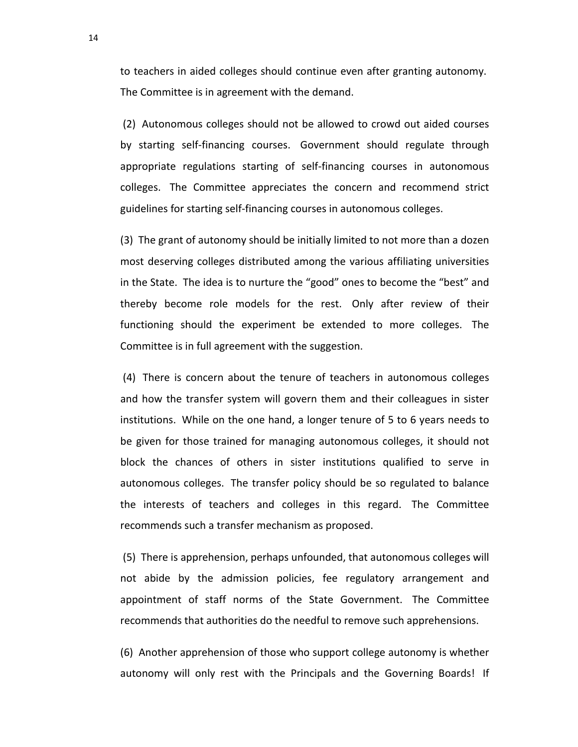to teachers in aided colleges should continue even after granting autonomy. The Committee is in agreement with the demand.

(2) Autonomous colleges should not be allowed to crowd out aided courses by starting self-financing courses. Government should regulate through appropriate regulations starting of self-financing courses in autonomous colleges. The Committee appreciates the concern and recommend strict guidelines for starting self-financing courses in autonomous colleges.

(3) The grant of autonomy should be initially limited to not more than a dozen most deserving colleges distributed among the various affiliating universities in the State. The idea is to nurture the "good" ones to become the "best" and thereby become role models for the rest. Only after review of their functioning should the experiment be extended to more colleges. The Committee is in full agreement with the suggestion.

(4) There is concern about the tenure of teachers in autonomous colleges and how the transfer system will govern them and their colleagues in sister institutions. While on the one hand, a longer tenure of 5 to 6 years needs to be given for those trained for managing autonomous colleges, it should not block the chances of others in sister institutions qualified to serve in autonomous colleges. The transfer policy should be so regulated to balance the interests of teachers and colleges in this regard. The Committee recommends such a transfer mechanism as proposed.

(5) There is apprehension, perhaps unfounded, that autonomous colleges will not abide by the admission policies, fee regulatory arrangement and appointment of staff norms of the State Government. The Committee recommends that authorities do the needful to remove such apprehensions.

(6) Another apprehension of those who support college autonomy is whether autonomy will only rest with the Principals and the Governing Boards! If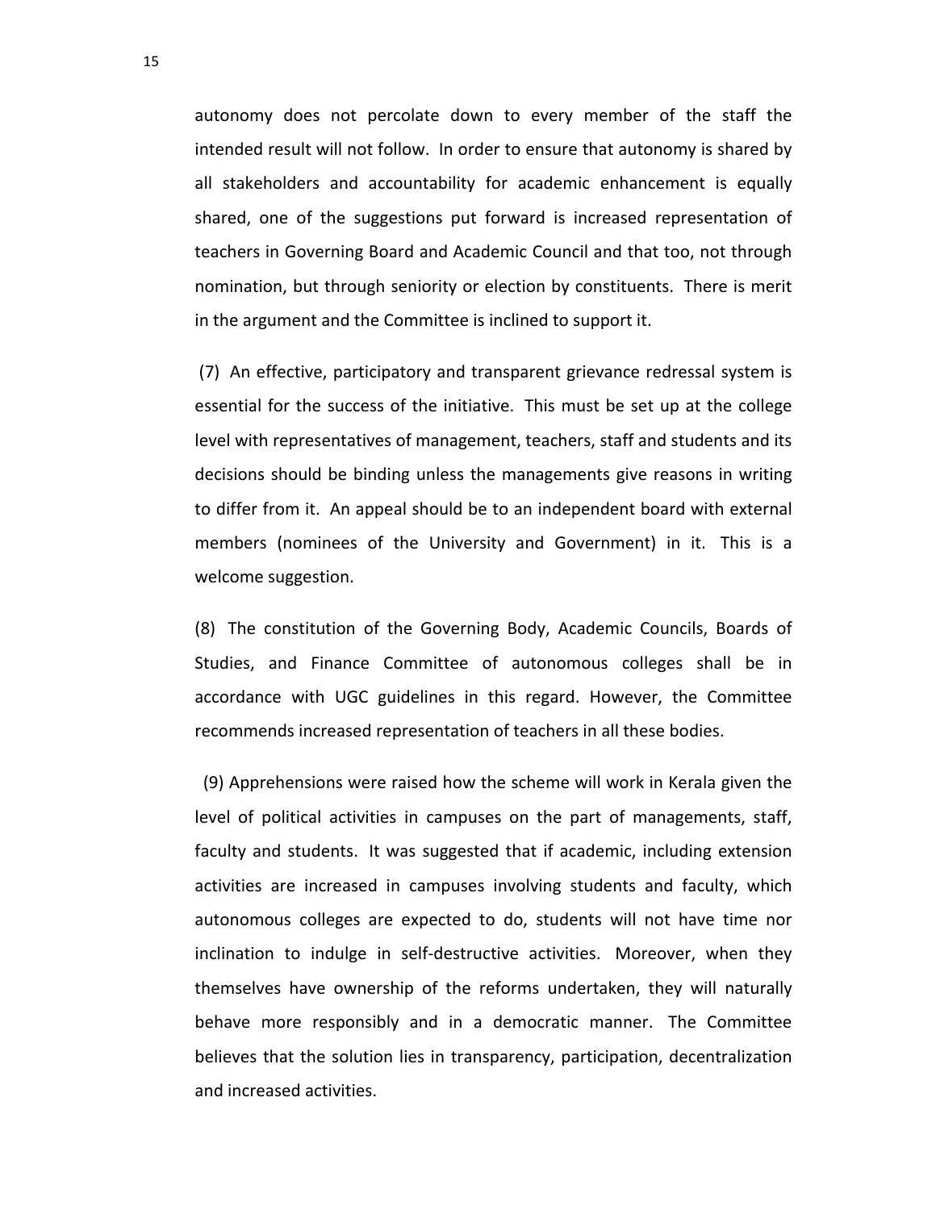autonomy does not percolate down to every member of the staff the intended result will not follow. In order to ensure that autonomy is shared by all stakeholders and accountability for academic enhancement is equally shared, one of the suggestions put forward is increased representation of teachers in Governing Board and Academic Council and that too, not through nomination, but through seniority or election by constituents. There is merit in the argument and the Committee is inclined to support it.

(7) An effective, participatory and transparent grievance redressal system is essential for the success of the initiative. This must be set up at the college level with representatives of management, teachers, staff and students and its decisions should be binding unless the managements give reasons in writing to differ from it. An appeal should be to an independent board with external members (nominees of the University and Government) in it. This is a welcome suggestion.

(8) The constitution of the Governing Body, Academic Councils, Boards of Studies, and Finance Committee of autonomous colleges shall be in accordance with UGC guidelines in this regard. However, the Committee recommends increased representation of teachers in all these bodies.

(9) Apprehensions were raised how the scheme will work in Kerala given the level of political activities in campuses on the part of managements, staff, faculty and students. It was suggested that if academic, including extension activities are increased in campuses involving students and faculty, which autonomous colleges are expected to do, students will not have time nor inclination to indulge in self-destructive activities. Moreover, when they themselves have ownership of the reforms undertaken, they will naturally behave more responsibly and in a democratic manner. The Committee believes that the solution lies in transparency, participation, decentralization and increased activities.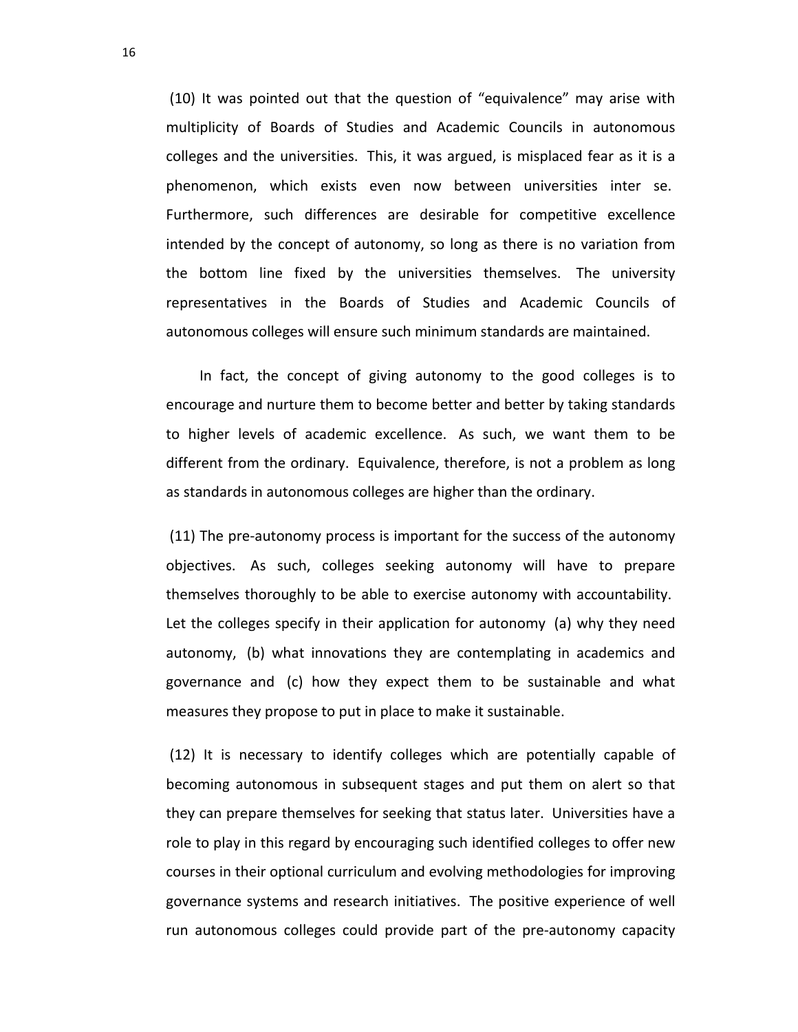(10) It was pointed out that the question of "equivalence" may arise with multiplicity of Boards of Studies and Academic Councils in autonomous colleges and the universities. This, it was argued, is misplaced fear as it is a phenomenon, which exists even now between universities inter se. Furthermore, such differences are desirable for competitive excellence intended by the concept of autonomy, so long as there is no variation from the bottom line fixed by the universities themselves. The university representatives in the Boards of Studies and Academic Councils of autonomous colleges will ensure such minimum standards are maintained.

In fact, the concept of giving autonomy to the good colleges is to encourage and nurture them to become better and better by taking standards to higher levels of academic excellence. As such, we want them to be different from the ordinary. Equivalence, therefore, is not a problem as long as standards in autonomous colleges are higher than the ordinary.

(11) The pre-autonomy process is important for the success of the autonomy objectives. As such, colleges seeking autonomy will have to prepare themselves thoroughly to be able to exercise autonomy with accountability. Let the colleges specify in their application for autonomy (a) why they need autonomy, (b) what innovations they are contemplating in academics and governance and (c) how they expect them to be sustainable and what measures they propose to put in place to make it sustainable.

(12) It is necessary to identify colleges which are potentially capable of becoming autonomous in subsequent stages and put them on alert so that they can prepare themselves for seeking that status later. Universities have a role to play in this regard by encouraging such identified colleges to offer new courses in their optional curriculum and evolving methodologies for improving governance systems and research initiatives. The positive experience of well run autonomous colleges could provide part of the pre-autonomy capacity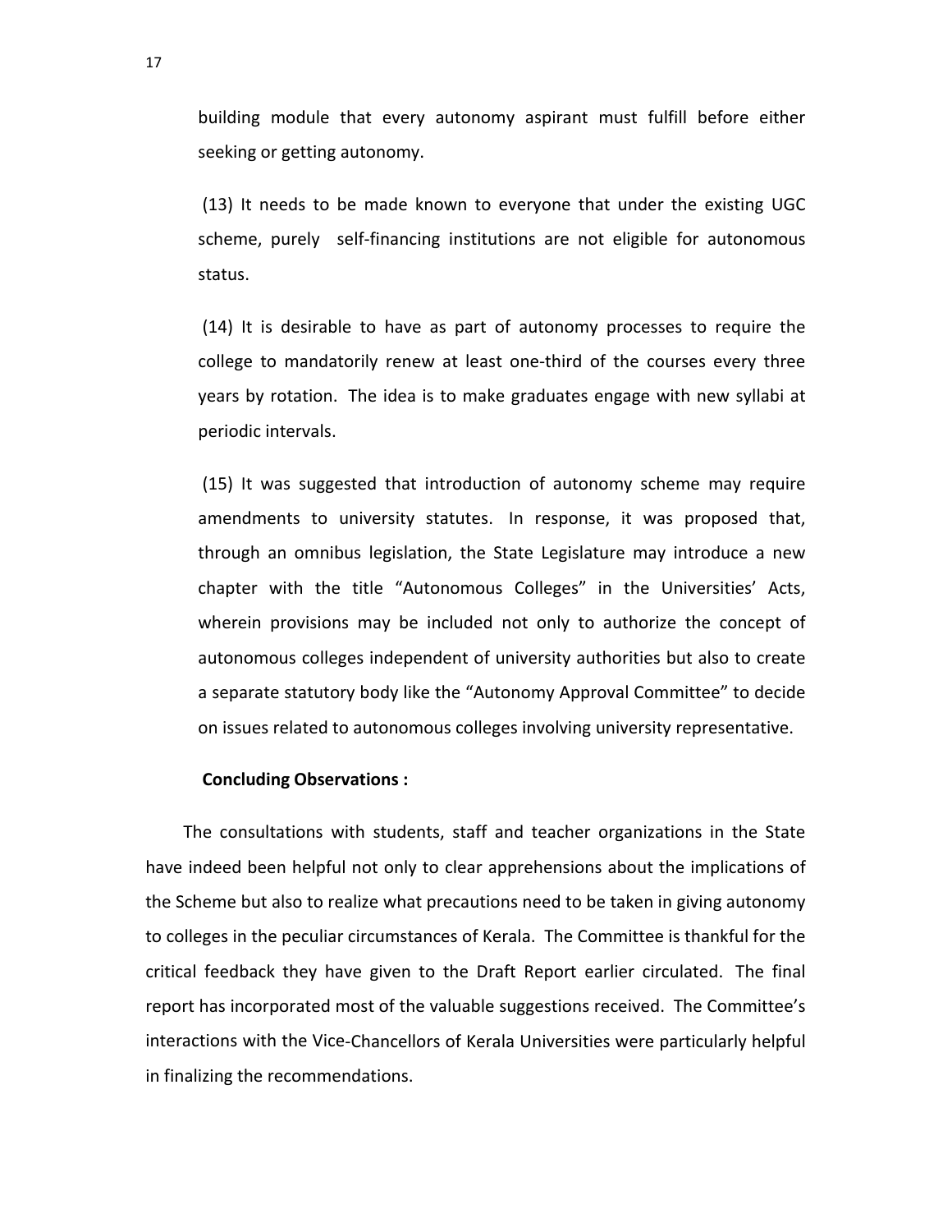building module that every autonomy aspirant must fulfill before either seeking or getting autonomy.

(13) It needs to be made known to everyone that under the existing UGC scheme, purely self-financing institutions are not eligible for autonomous status.

(14) It is desirable to have as part of autonomy processes to require the college to mandatorily renew at least one-third of the courses every three years by rotation. The idea is to make graduates engage with new syllabi at periodic intervals.

(15) It was suggested that introduction of autonomy scheme may require amendments to university statutes. In response, it was proposed that, through an omnibus legislation, the State Legislature may introduce a new chapter with the title "Autonomous Colleges" in the Universities' Acts, wherein provisions may be included not only to authorize the concept of autonomous colleges independent of university authorities but also to create a separate statutory body like the "Autonomy Approval Committee" to decide on issues related to autonomous colleges involving university representative.

**Concluding Observations :**

The consultations with students, staff and teacher organizations in the State have indeed been helpful not only to clear apprehensions about the implications of the Scheme but also to realize what precautions need to be taken in giving autonomy to colleges in the peculiar circumstances of Kerala. The Committee is thankful for the critical feedback they have given to the Draft Report earlier circulated. The final report has incorporated most of the valuable suggestions received. The Committee's interactions with the Vice-Chancellors of Kerala Universities were particularly helpful in finalizing the recommendations.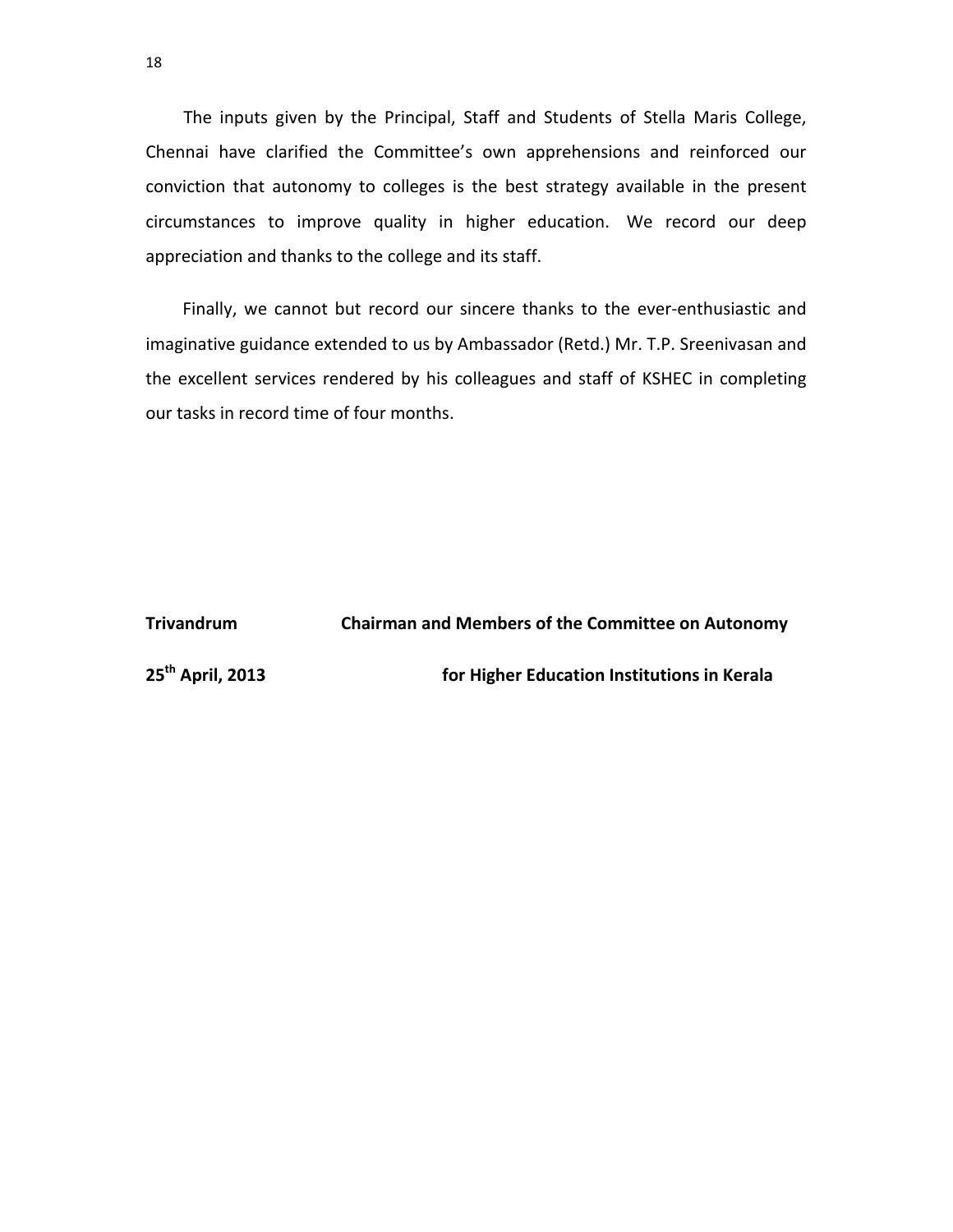The inputs given by the Principal, Staff and Students of Stella Maris College, Chennai have clarified the Committee's own apprehensions and reinforced our conviction that autonomy to colleges is the best strategy available in the present circumstances to improve quality in higher education. We record our deep appreciation and thanks to the college and its staff.

Finally, we cannot but record our sincere thanks to the ever-enthusiastic and imaginative guidance extended to us by Ambassador (Retd.) Mr. T.P. Sreenivasan and the excellent services rendered by his colleagues and staff of KSHEC in completing our tasks in record time of four months.

**Trivandrum** **Chairman and Members of the Committee on Autonomy**

**25th April, 2013** **for Higher Education Institutions in Kerala**